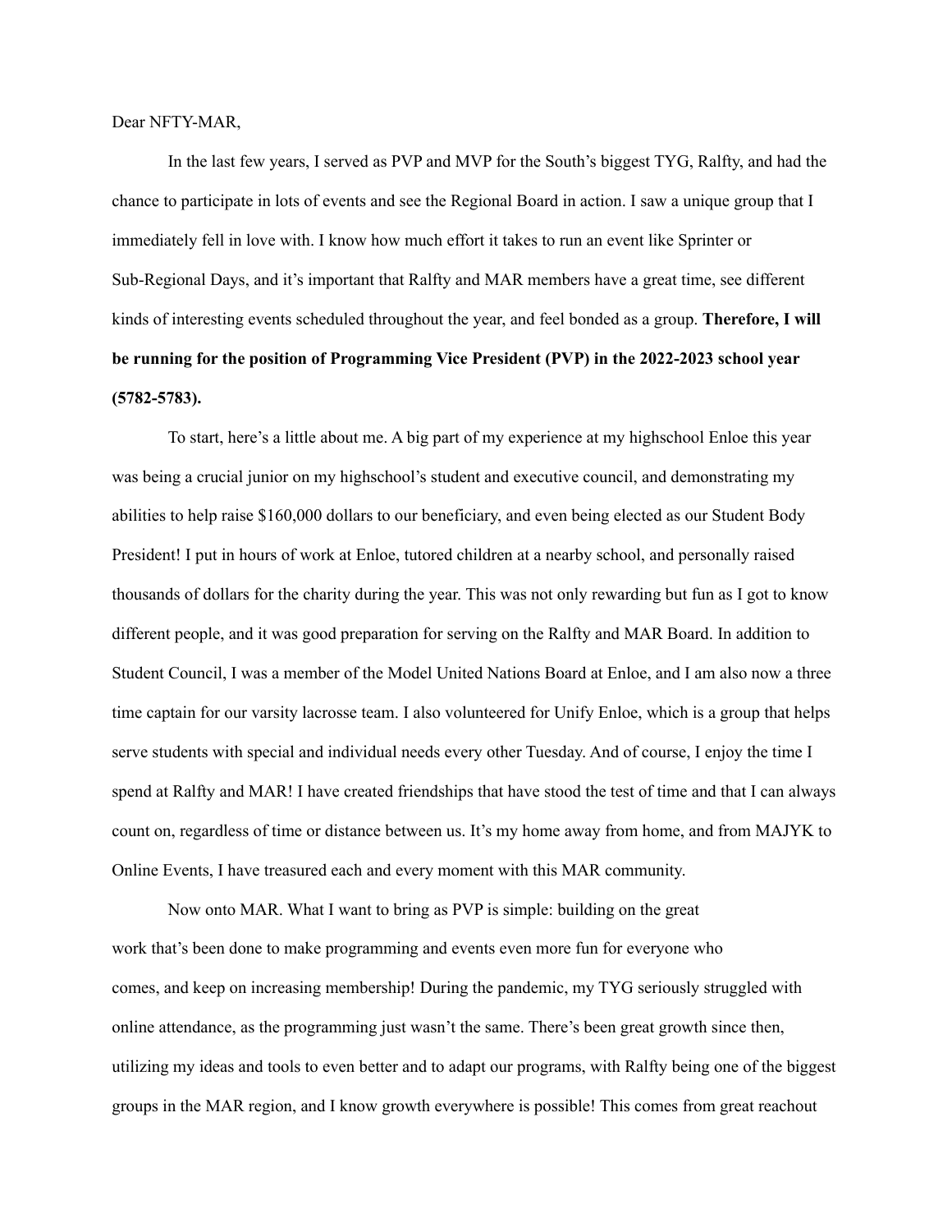Dear NFTY-MAR,

In the last few years, I served as PVP and MVP for the South's biggest TYG, Ralfty, and had the chance to participate in lots of events and see the Regional Board in action. I saw a unique group that I immediately fell in love with. I know how much effort it takes to run an event like Sprinter or Sub-Regional Days, and it's important that Ralfty and MAR members have a great time, see different kinds of interesting events scheduled throughout the year, and feel bonded as a group. **Therefore, I will be running for the position of Programming Vice President (PVP) in the 2022-2023 school year (5782-5783).**

To start, here's a little about me. A big part of my experience at my highschool Enloe this year was being a crucial junior on my highschool's student and executive council, and demonstrating my abilities to help raise $160,000 dollars to our beneficiary, and even being elected as our Student Body President! I put in hours of work at Enloe, tutored children at a nearby school, and personally raised thousands of dollars for the charity during the year. This was not only rewarding but fun as I got to know different people, and it was good preparation for serving on the Ralfty and MAR Board. In addition to Student Council, I was a member of the Model United Nations Board at Enloe, and I am also now a three time captain for our varsity lacrosse team. I also volunteered for Unify Enloe, which is a group that helps serve students with special and individual needs every other Tuesday. And of course, I enjoy the time I spend at Ralfty and MAR! I have created friendships that have stood the test of time and that I can always count on, regardless of time or distance between us. It's my home away from home, and from MAJYK to Online Events, I have treasured each and every moment with this MAR community.

Now onto MAR. What I want to bring as PVP is simple: building on the great work that's been done to make programming and events even more fun for everyone who comes, and keep on increasing membership! During the pandemic, my TYG seriously struggled with online attendance, as the programming just wasn't the same. There's been great growth since then, utilizing my ideas and tools to even better and to adapt our programs, with Ralfty being one of the biggest groups in the MAR region, and I know growth everywhere is possible! This comes from great reachout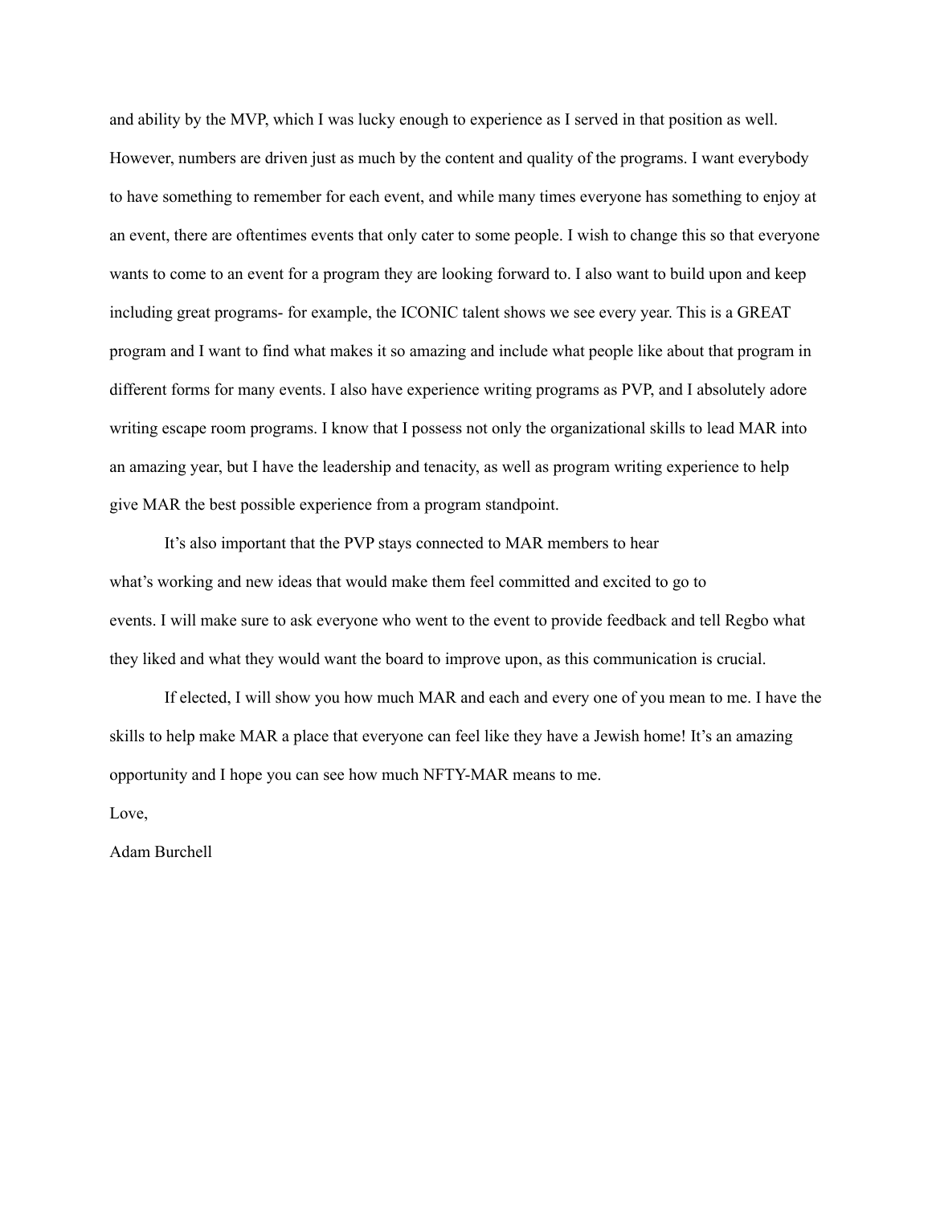and ability by the MVP, which I was lucky enough to experience as I served in that position as well. However, numbers are driven just as much by the content and quality of the programs. I want everybody to have something to remember for each event, and while many times everyone has something to enjoy at an event, there are oftentimes events that only cater to some people. I wish to change this so that everyone wants to come to an event for a program they are looking forward to. I also want to build upon and keep including great programs- for example, the ICONIC talent shows we see every year. This is a GREAT program and I want to find what makes it so amazing and include what people like about that program in different forms for many events. I also have experience writing programs as PVP, and I absolutely adore writing escape room programs. I know that I possess not only the organizational skills to lead MAR into an amazing year, but I have the leadership and tenacity, as well as program writing experience to help give MAR the best possible experience from a program standpoint.

It's also important that the PVP stays connected to MAR members to hear what's working and new ideas that would make them feel committed and excited to go to events. I will make sure to ask everyone who went to the event to provide feedback and tell Regbo what they liked and what they would want the board to improve upon, as this communication is crucial.

If elected, I will show you how much MAR and each and every one of you mean to me. I have the skills to help make MAR a place that everyone can feel like they have a Jewish home! It's an amazing opportunity and I hope you can see how much NFTY-MAR means to me.

Love,

Adam Burchell